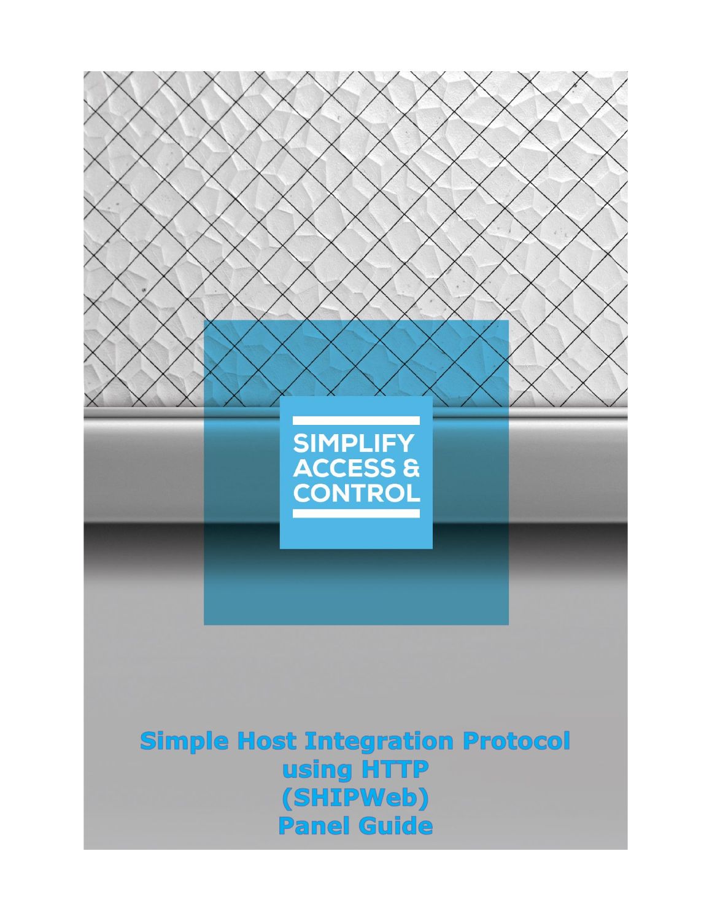SIMPLIFY ACCESS & CONTROL

# Simple Host Integration Protocol using HTTP (SHIPWeb) Panel Guide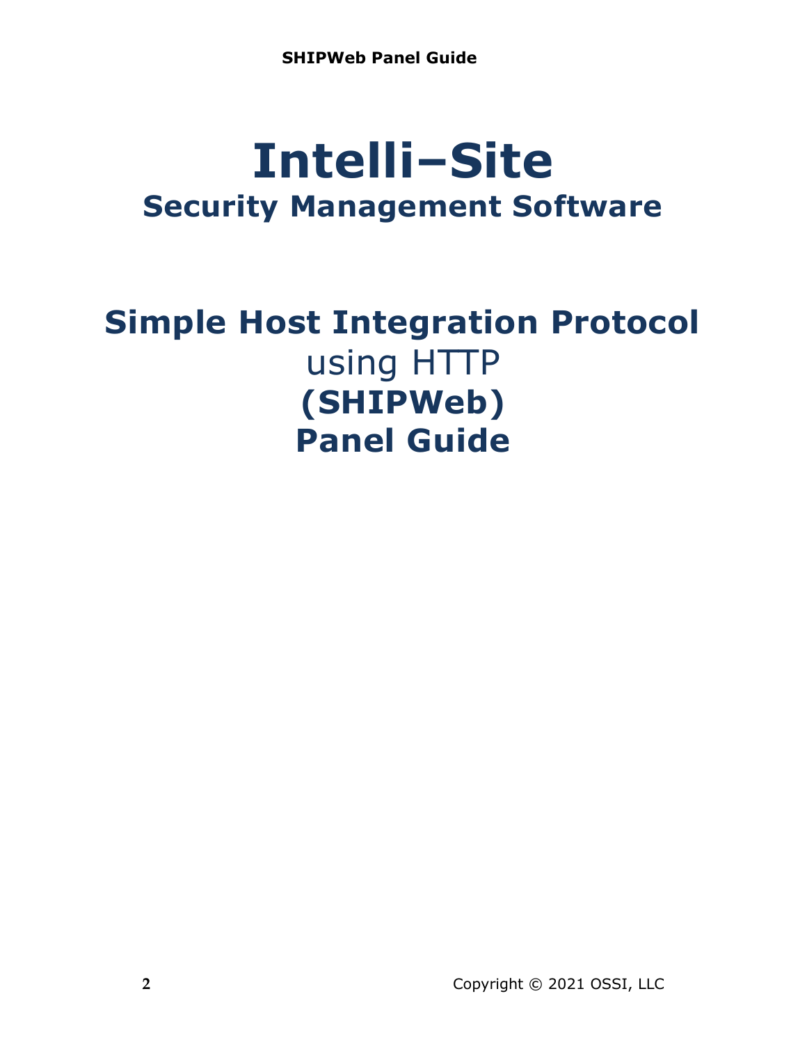# Intelli–Site

## Security Management Software

# Simple Host Integration Protocol

using HTTP

**(SHIPWeb)**

**Panel Guide**

Copyright © 2021 OSSI, LLC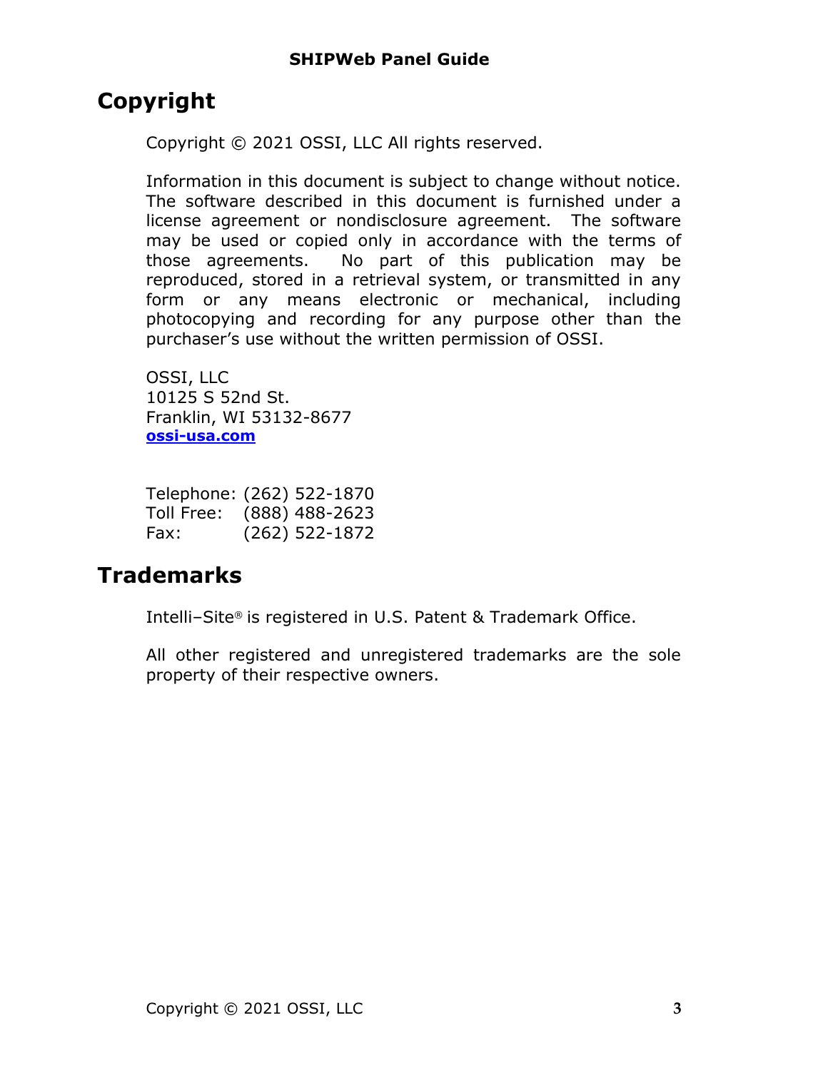# Copyright

Copyright © 2021 OSSI, LLC All rights reserved.

Information in this document is subject to change without notice. The software described in this document is furnished under a license agreement or nondisclosure agreement. The software may be used or copied only in accordance with the terms of those agreements. No part of this publication may be reproduced, stored in a retrieval system, or transmitted in any form or any means electronic or mechanical, including photocopying and recording for any purpose other than the purchaser's use without the written permission of OSSI.

OSSI, LLC
10125 S 52nd St.
Franklin, WI 53132-8677
**ossi-usa.com**

Telephone: (262) 522-1870
Toll Free: (888) 488-2623
Fax: (262) 522-1872

# Trademarks

Intelli–Site® is registered in U.S. Patent & Trademark Office.

All other registered and unregistered trademarks are the sole property of their respective owners.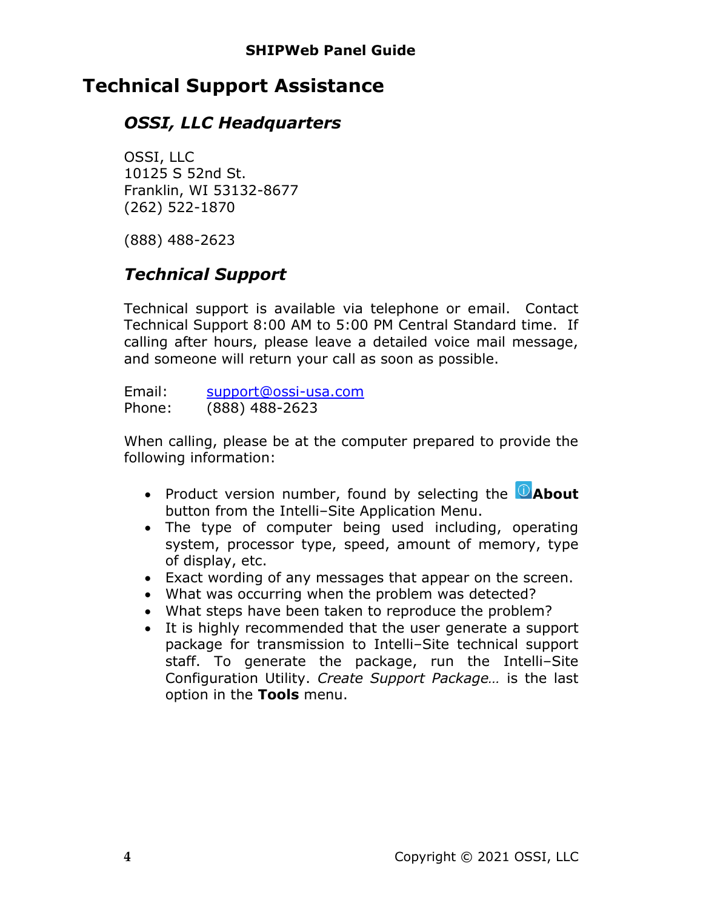# Technical Support Assistance

## *OSSI, LLC Headquarters*

OSSI, LLC
10125 S 52nd St.
Franklin, WI 53132-8677
(262) 522-1870

(888) 488-2623

## *Technical Support*

Technical support is available via telephone or email. Contact Technical Support 8:00 AM to 5:00 PM Central Standard time. If calling after hours, please leave a detailed voice mail message, and someone will return your call as soon as possible.

Email: support@ossi-usa.com
Phone: (888) 488-2623

When calling, please be at the computer prepared to provide the following information:

- Product version number, found by selecting the **About** button from the Intelli–Site Application Menu.
- The type of computer being used including, operating system, processor type, speed, amount of memory, type of display, etc.
- Exact wording of any messages that appear on the screen.
- What was occurring when the problem was detected?
- What steps have been taken to reproduce the problem?
- It is highly recommended that the user generate a support package for transmission to Intelli–Site technical support staff. To generate the package, run the Intelli–Site Configuration Utility. *Create Support Package…* is the last option in the **Tools** menu.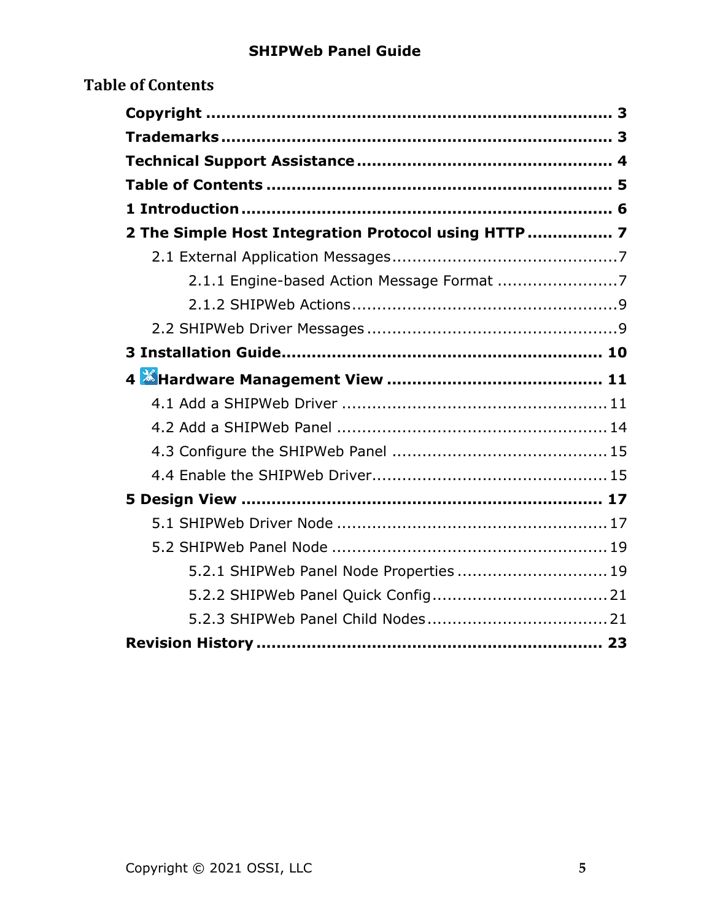# Table of Contents

**Copyright** ..................................................................... **3**

**Trademarks** ................................................................... **3**

**Technical Support Assistance** ........................................ **4**

**Table of Contents** .......................................................... **5**

**1 Introduction** ............................................................... **6**

**2 The Simple Host Integration Protocol using HTTP** ................ **7**

- 2.1 External Application Messages ......................................... 7
  - 2.1.1 Engine-based Action Message Format ........................ 7
  - 2.1.2 SHIPWeb Actions .................................................... 9
- 2.2 SHIPWeb Driver Messages ................................................ 9

**3 Installation Guide** ....................................................... **10**

**4 Hardware Management View** .......................................... **11**

- 4.1 Add a SHIPWeb Driver ................................................... 11
- 4.2 Add a SHIPWeb Panel .................................................... 14
- 4.3 Configure the SHIPWeb Panel ......................................... 15
- 4.4 Enable the SHIPWeb Driver ............................................ 15

**5 Design View** ................................................................ **17**

- 5.1 SHIPWeb Driver Node .................................................... 17
- 5.2 SHIPWeb Panel Node ..................................................... 19
  - 5.2.1 SHIPWeb Panel Node Properties ............................ 19
  - 5.2.2 SHIPWeb Panel Quick Config .................................. 21
  - 5.2.3 SHIPWeb Panel Child Nodes .................................... 21

**Revision History** ............................................................ **23**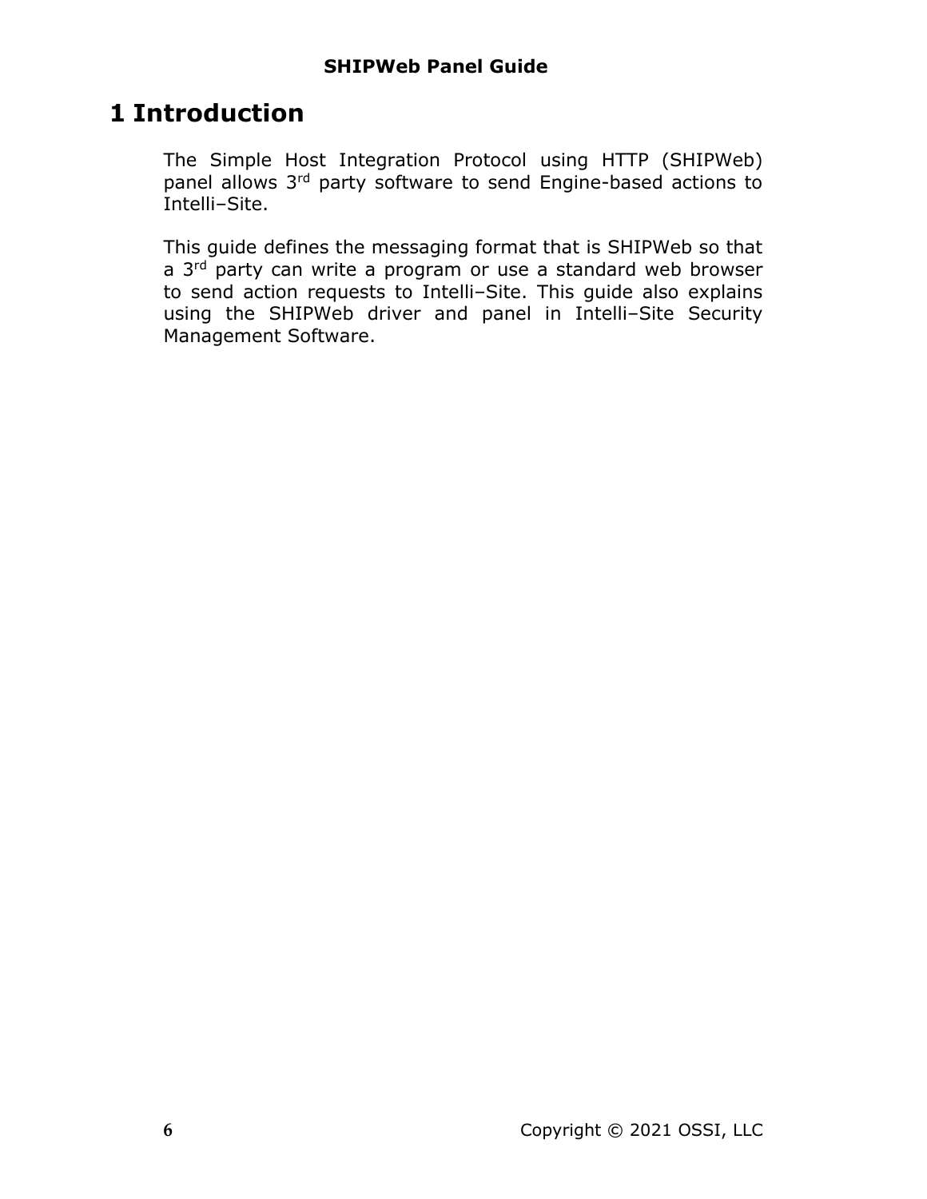# 1 Introduction

The Simple Host Integration Protocol using HTTP (SHIPWeb) panel allows 3rd party software to send Engine-based actions to Intelli–Site.

This guide defines the messaging format that is SHIPWeb so that a 3rd party can write a program or use a standard web browser to send action requests to Intelli–Site. This guide also explains using the SHIPWeb driver and panel in Intelli–Site Security Management Software.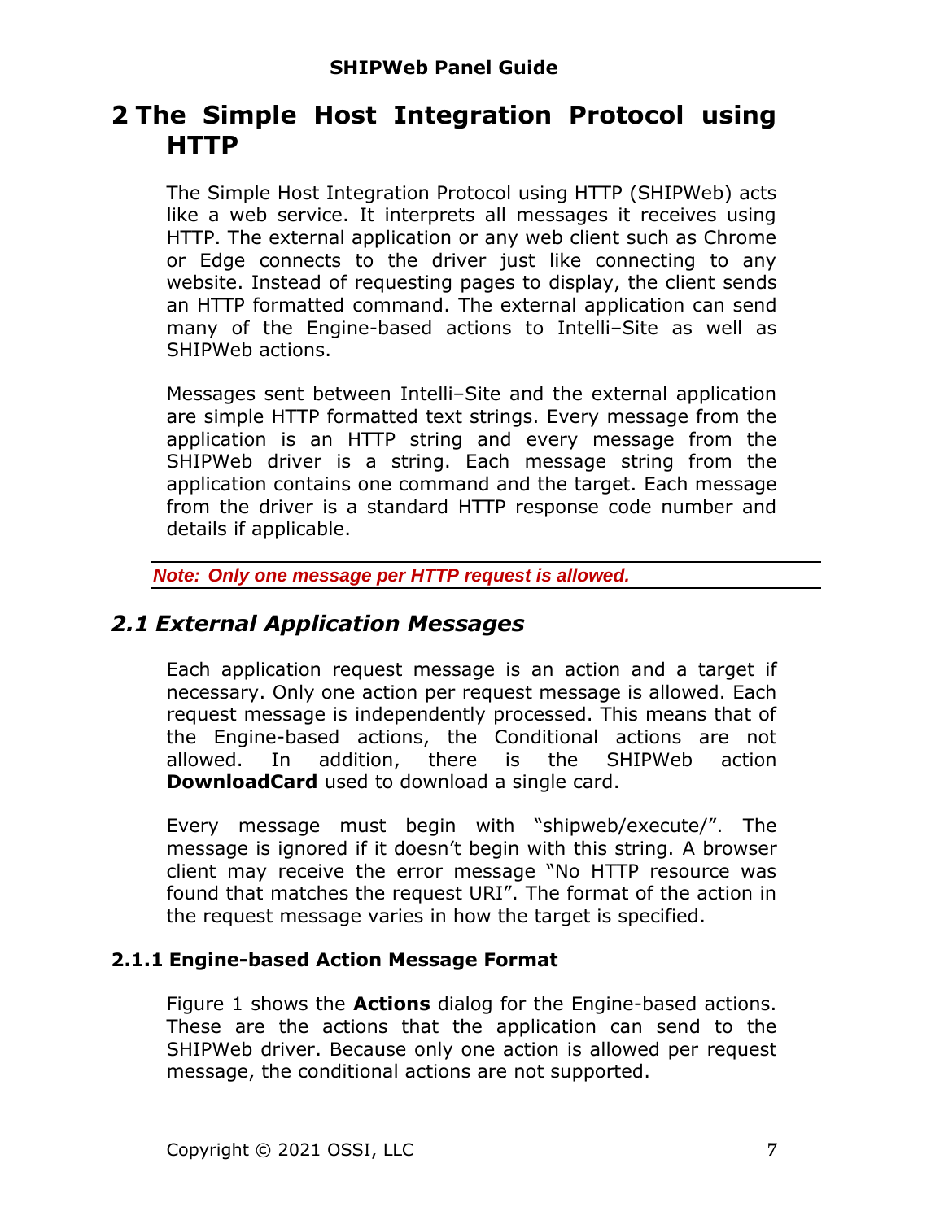# 2 The Simple Host Integration Protocol using HTTP

The Simple Host Integration Protocol using HTTP (SHIPWeb) acts like a web service. It interprets all messages it receives using HTTP. The external application or any web client such as Chrome or Edge connects to the driver just like connecting to any website. Instead of requesting pages to display, the client sends an HTTP formatted command. The external application can send many of the Engine-based actions to Intelli–Site as well as SHIPWeb actions.

Messages sent between Intelli–Site and the external application are simple HTTP formatted text strings. Every message from the application is an HTTP string and every message from the SHIPWeb driver is a string. Each message string from the application contains one command and the target. Each message from the driver is a standard HTTP response code number and details if applicable.

***Note: Only one message per HTTP request is allowed.***

## *2.1 External Application Messages*

Each application request message is an action and a target if necessary. Only one action per request message is allowed. Each request message is independently processed. This means that of the Engine-based actions, the Conditional actions are not allowed. In addition, there is the SHIPWeb action **DownloadCard** used to download a single card.

Every message must begin with "shipweb/execute/". The message is ignored if it doesn't begin with this string. A browser client may receive the error message "No HTTP resource was found that matches the request URI". The format of the action in the request message varies in how the target is specified.

### 2.1.1 Engine-based Action Message Format

Figure 1 shows the **Actions** dialog for the Engine-based actions. These are the actions that the application can send to the SHIPWeb driver. Because only one action is allowed per request message, the conditional actions are not supported.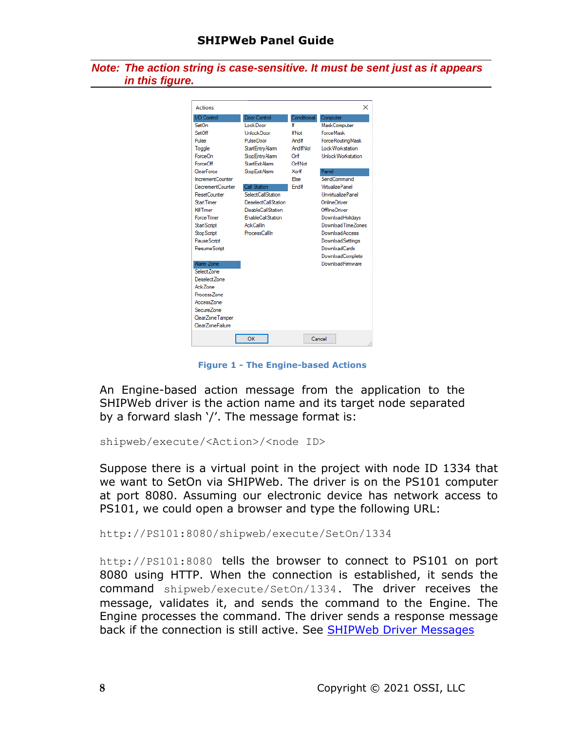***Note: The action string is case-sensitive. It must be sent just as it appears in this figure.***

| I/O Control | Door Control | Conditional | Computer |
|---|---|---|---|
| SetOn | LockDoor | If | MaskComputer |
| SetOff | UnlockDoor | IfNot | ForceMask |
| Pulse | PulseDoor | AndIf | ForceRoutingMask |
| Toggle | StartEntryAlarm | AndIfNot | LockWorkstation |
| ForceOn | StopEntryAlarm | OrIf | UnlockWorkstation |
| ForceOff | StartExitAlarm | OrIfNot | |
| ClearForce | StopExitAlarm | XorIf | **Panel** |
| IncrementCounter | | Else | SendCommand |
| DecrementCounter | **Call Station** | EndIf | VirtualizePanel |
| ResetCounter | SelectCallStation | | UnvirtualizePanel |
| StartTimer | DeselectCallStation | | OnlineDriver |
| KillTimer | DisableCallStation | | OfflineDriver |
| ForceTimer | EnableCallStation | | DownloadHolidays |
| StartScript | AckCallIn | | DownloadTimeZones |
| StopScript | ProcessCallIn | | DownloadAccess |
| PauseScript | | | DownloadSettings |
| ResumeScript | | | DownloadCards |
| | | | DownloadComplete |
| **Alarm Zone** | | | DownloadFirmware |
| SelectZone | | | |
| DeselectZone | | | |
| AckZone | | | |
| ProcessZone | | | |
| AccessZone | | | |
| SecureZone | | | |
| ClearZoneTamper | | | |
| ClearZoneFailure | | | |

**Figure 1 - The Engine-based Actions**

An Engine-based action message from the application to the SHIPWeb driver is the action name and its target node separated by a forward slash '/'. The message format is:

```
shipweb/execute/<Action>/<node ID>
```

Suppose there is a virtual point in the project with node ID 1334 that we want to SetOn via SHIPWeb. The driver is on the PS101 computer at port 8080. Assuming our electronic device has network access to PS101, we could open a browser and type the following URL:

```
http://PS101:8080/shipweb/execute/SetOn/1334
```

`http://PS101:8080` tells the browser to connect to PS101 on port 8080 using HTTP. When the connection is established, it sends the command `shipweb/execute/SetOn/1334`. The driver receives the message, validates it, and sends the command to the Engine. The Engine processes the command. The driver sends a response message back if the connection is still active. See [SHIPWeb Driver Messages](#)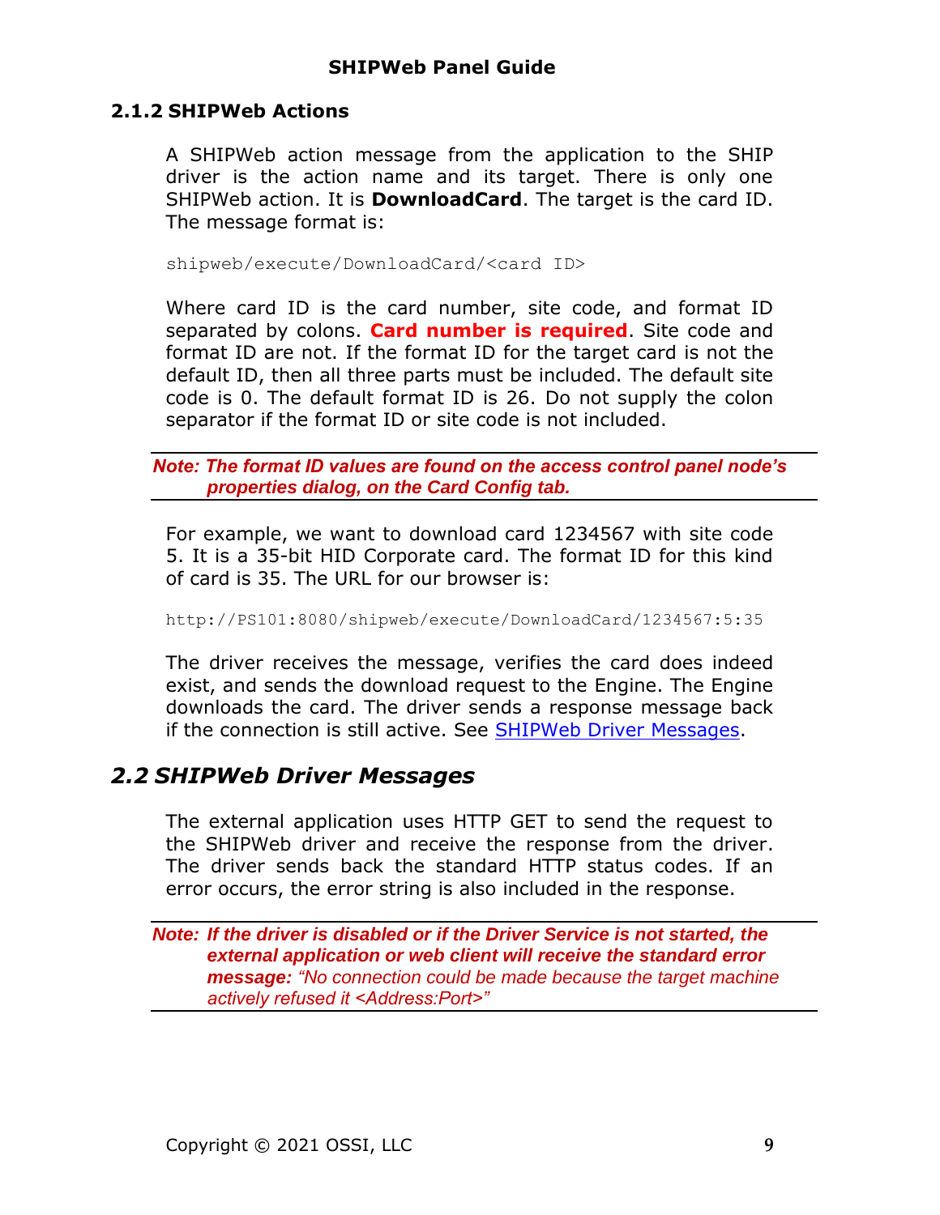### 2.1.2 SHIPWeb Actions

A SHIPWeb action message from the application to the SHIP driver is the action name and its target. There is only one SHIPWeb action. It is **DownloadCard**. The target is the card ID. The message format is:

```
shipweb/execute/DownloadCard/<card ID>
```

Where card ID is the card number, site code, and format ID separated by colons. **Card number is required**. Site code and format ID are not. If the format ID for the target card is not the default ID, then all three parts must be included. The default site code is 0. The default format ID is 26. Do not supply the colon separator if the format ID or site code is not included.

> ***Note: The format ID values are found on the access control panel node's properties dialog, on the Card Config tab.***

For example, we want to download card 1234567 with site code 5. It is a 35-bit HID Corporate card. The format ID for this kind of card is 35. The URL for our browser is:

```
http://PS101:8080/shipweb/execute/DownloadCard/1234567:5:35
```

The driver receives the message, verifies the card does indeed exist, and sends the download request to the Engine. The Engine downloads the card. The driver sends a response message back if the connection is still active. See SHIPWeb Driver Messages.

## *2.2 SHIPWeb Driver Messages*

The external application uses HTTP GET to send the request to the SHIPWeb driver and receive the response from the driver. The driver sends back the standard HTTP status codes. If an error occurs, the error string is also included in the response.

> ***Note: If the driver is disabled or if the Driver Service is not started, the external application or web client will receive the standard error message:*** *"No connection could be made because the target machine actively refused it <Address:Port>"*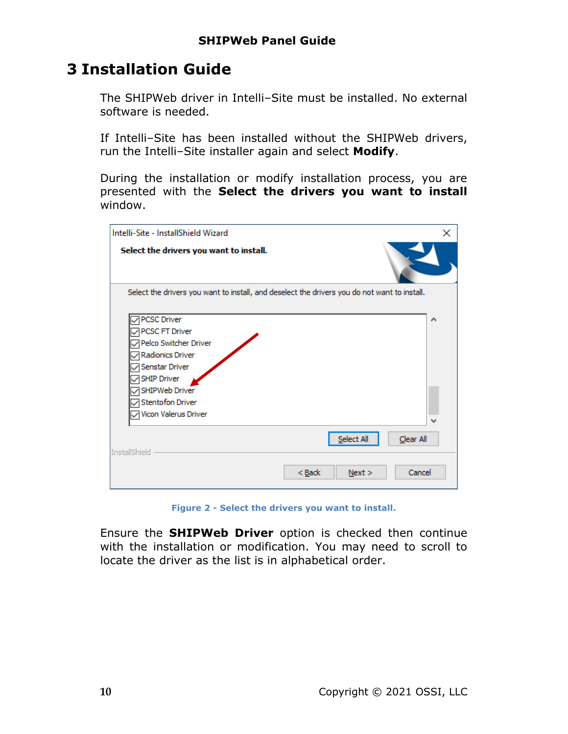# 3 Installation Guide

The SHIPWeb driver in Intelli–Site must be installed. No external software is needed.

If Intelli–Site has been installed without the SHIPWeb drivers, run the Intelli–Site installer again and select **Modify**.

During the installation or modify installation process, you are presented with the **Select the drivers you want to install** window.

Figure 2 - Select the drivers you want to install.

Ensure the **SHIPWeb Driver** option is checked then continue with the installation or modification. You may need to scroll to locate the driver as the list is in alphabetical order.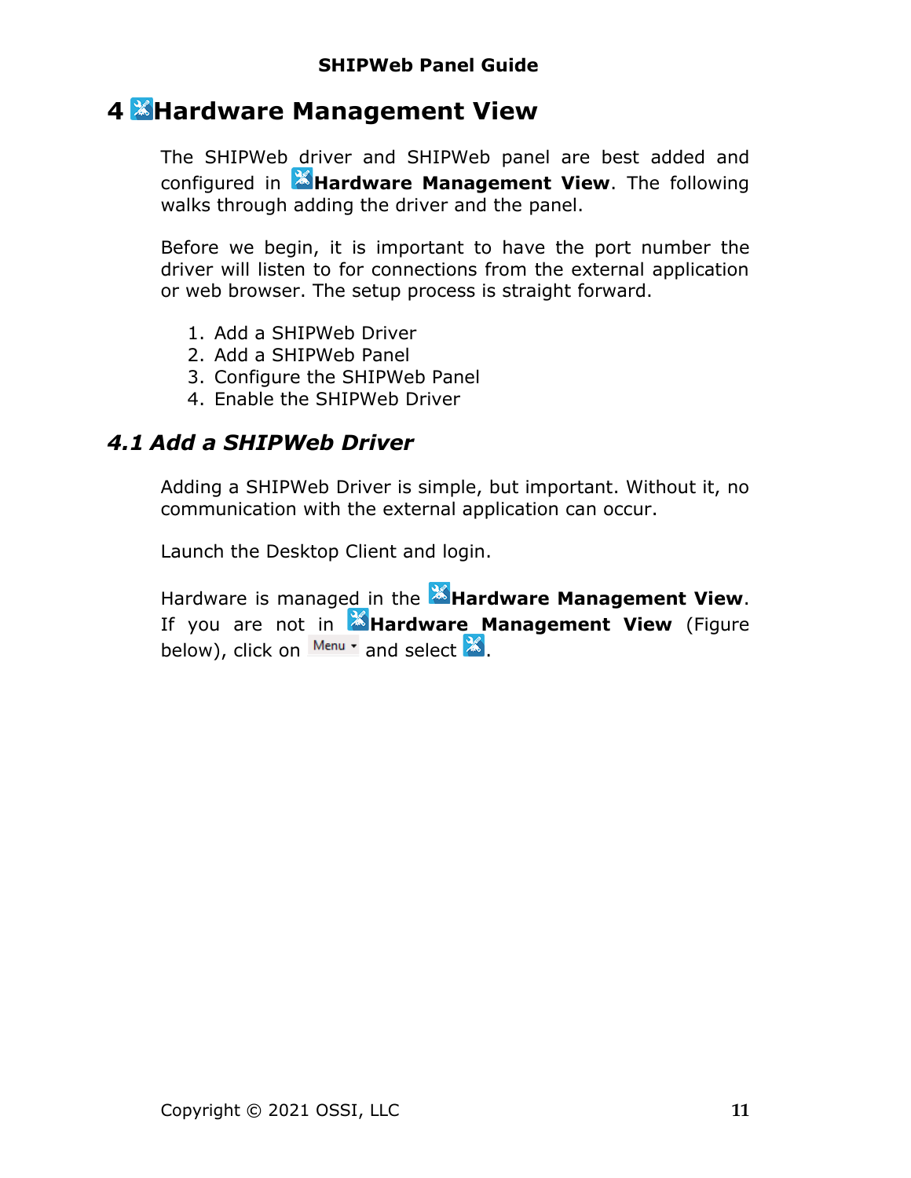# 4 Hardware Management View

The SHIPWeb driver and SHIPWeb panel are best added and configured in **Hardware Management View**. The following walks through adding the driver and the panel.

Before we begin, it is important to have the port number the driver will listen to for connections from the external application or web browser. The setup process is straight forward.

1. Add a SHIPWeb Driver
2. Add a SHIPWeb Panel
3. Configure the SHIPWeb Panel
4. Enable the SHIPWeb Driver

## *4.1 Add a SHIPWeb Driver*

Adding a SHIPWeb Driver is simple, but important. Without it, no communication with the external application can occur.

Launch the Desktop Client and login.

Hardware is managed in the **Hardware Management View**. If you are not in **Hardware Management View** (Figure below), click on Menu and select .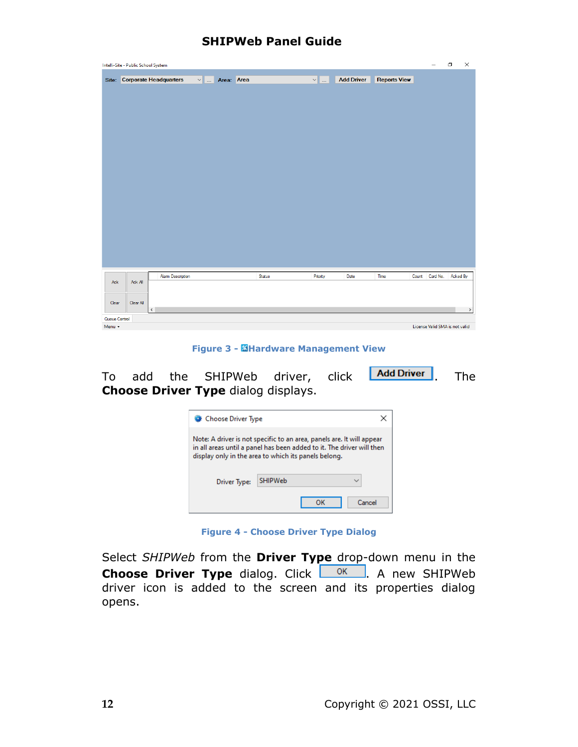Figure 3 - Hardware Management View

To add the SHIPWeb driver, click **Add Driver**. The **Choose Driver Type** dialog displays.

Figure 4 - Choose Driver Type Dialog

Select *SHIPWeb* from the **Driver Type** drop-down menu in the **Choose Driver Type** dialog. Click OK. A new SHIPWeb driver icon is added to the screen and its properties dialog opens.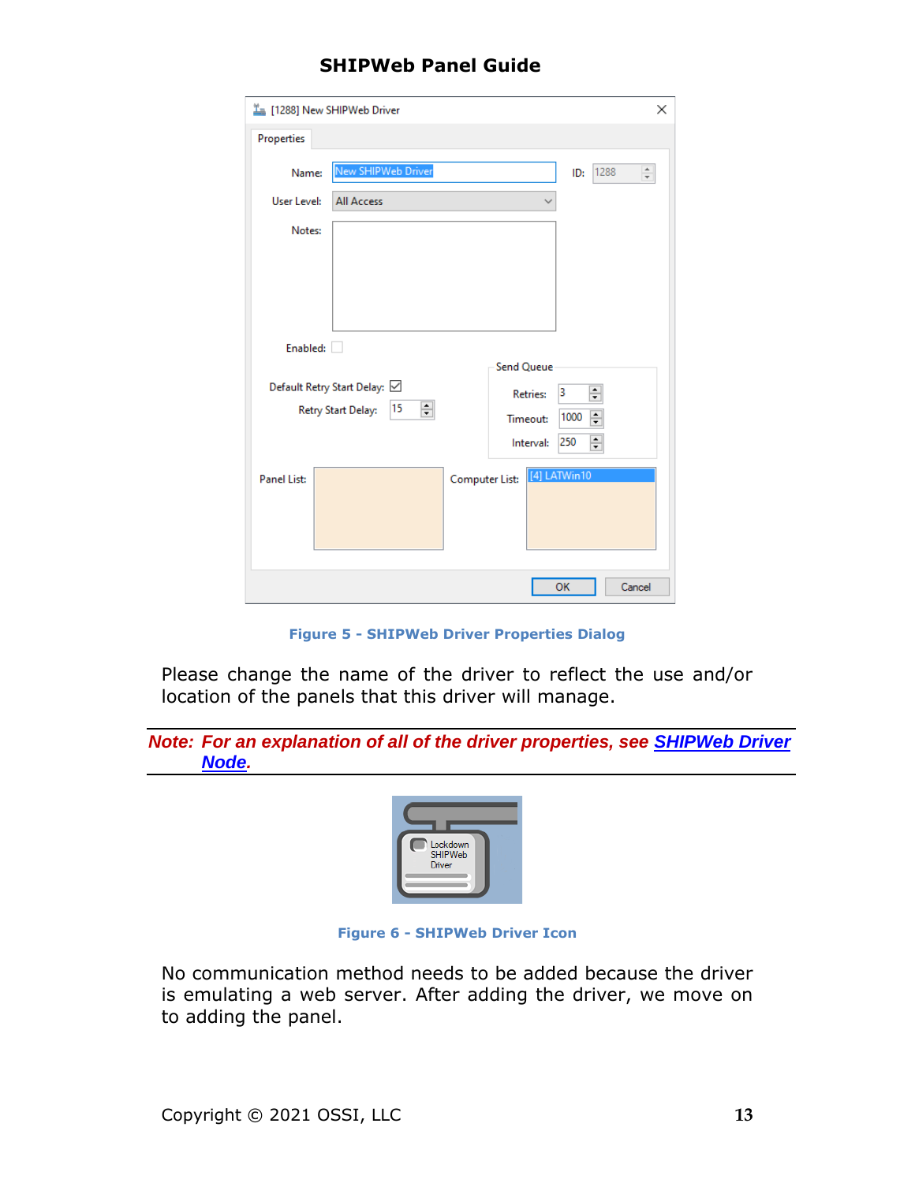Figure 5 - SHIPWeb Driver Properties Dialog

Please change the name of the driver to reflect the use and/or location of the panels that this driver will manage.

***Note: For an explanation of all of the driver properties, see [SHIPWeb Driver Node](#).***

Figure 6 - SHIPWeb Driver Icon

No communication method needs to be added because the driver is emulating a web server. After adding the driver, we move on to adding the panel.

Copyright © 2021 OSSI, LLC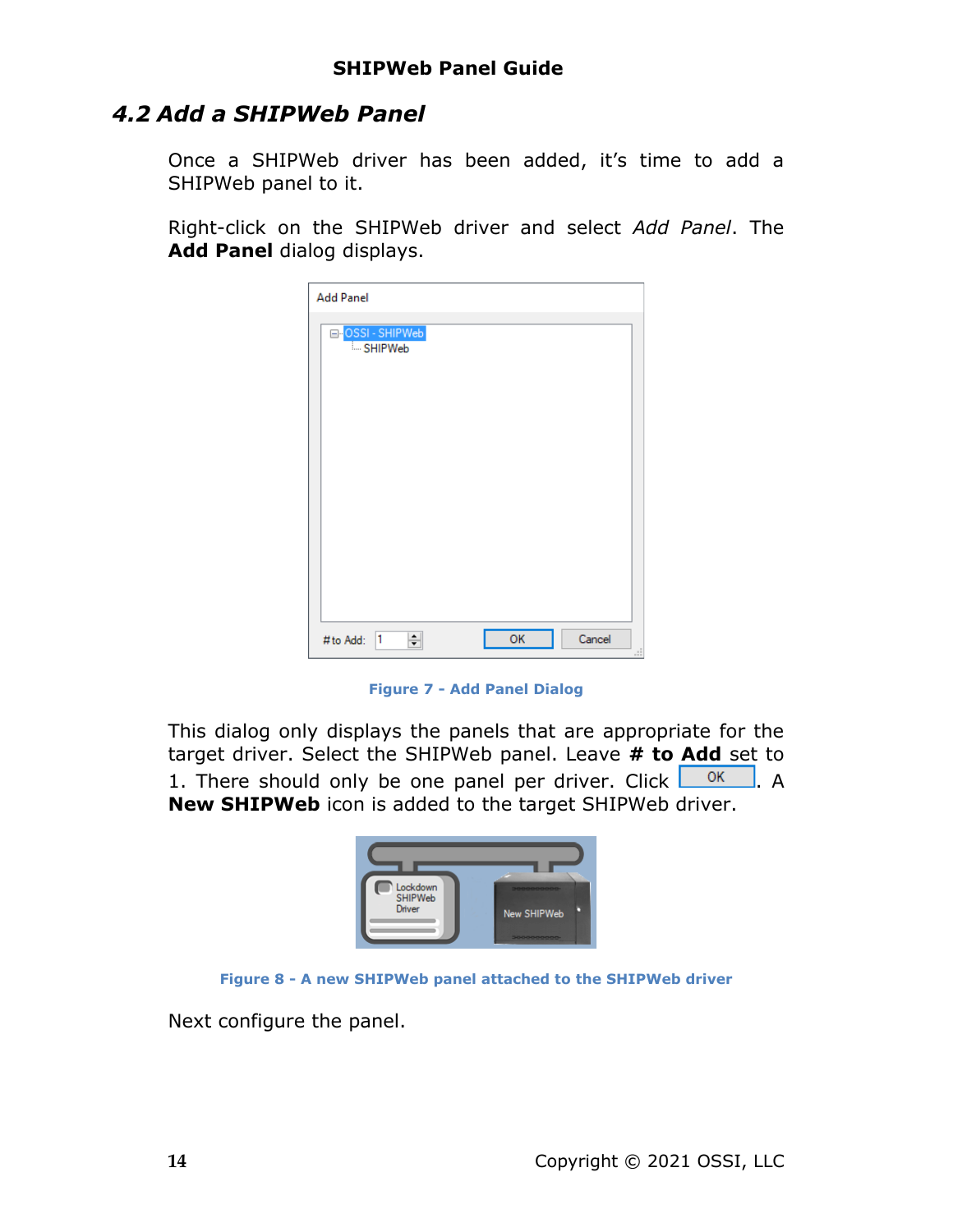## 4.2 Add a SHIPWeb Panel

Once a SHIPWeb driver has been added, it's time to add a SHIPWeb panel to it.

Right-click on the SHIPWeb driver and select *Add Panel*. The **Add Panel** dialog displays.

Figure 7 - Add Panel Dialog

This dialog only displays the panels that are appropriate for the target driver. Select the SHIPWeb panel. Leave **# to Add** set to 1. There should only be one panel per driver. Click OK. A **New SHIPWeb** icon is added to the target SHIPWeb driver.

Figure 8 - A new SHIPWeb panel attached to the SHIPWeb driver

Next configure the panel.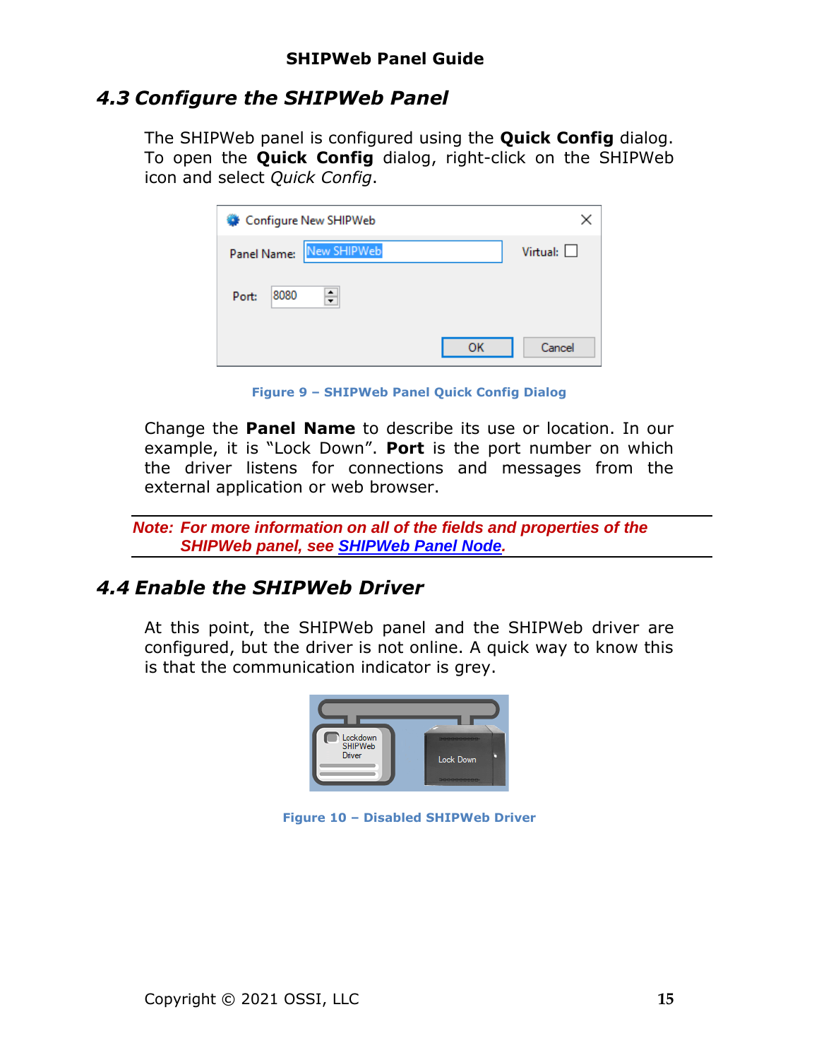## 4.3 Configure the SHIPWeb Panel

The SHIPWeb panel is configured using the **Quick Config** dialog. To open the **Quick Config** dialog, right-click on the SHIPWeb icon and select *Quick Config*.

Figure 9 – SHIPWeb Panel Quick Config Dialog

Change the **Panel Name** to describe its use or location. In our example, it is "Lock Down". **Port** is the port number on which the driver listens for connections and messages from the external application or web browser.

***Note: For more information on all of the fields and properties of the SHIPWeb panel, see SHIPWeb Panel Node.***

## 4.4 Enable the SHIPWeb Driver

At this point, the SHIPWeb panel and the SHIPWeb driver are configured, but the driver is not online. A quick way to know this is that the communication indicator is grey.

Figure 10 – Disabled SHIPWeb Driver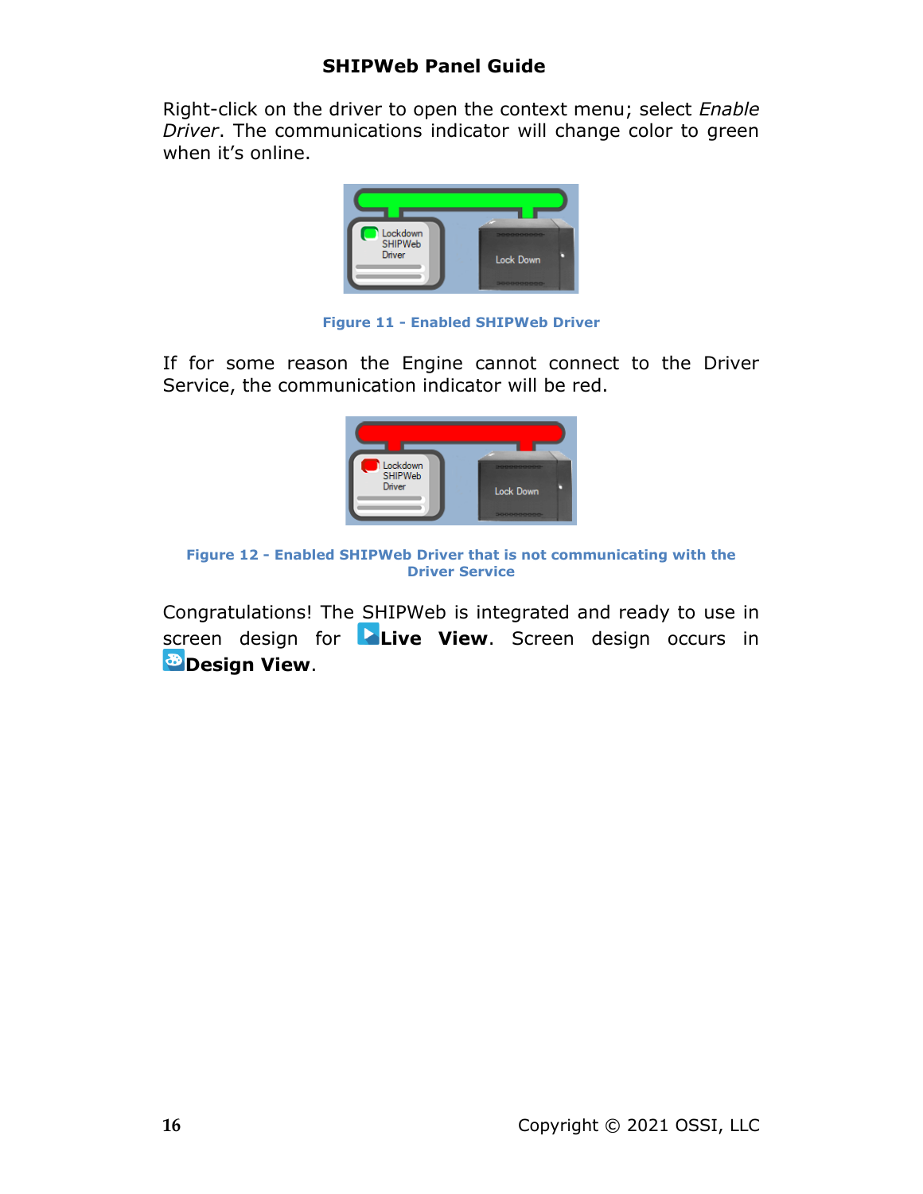Right-click on the driver to open the context menu; select *Enable Driver*. The communications indicator will change color to green when it's online.

**Figure 11 - Enabled SHIPWeb Driver**

If for some reason the Engine cannot connect to the Driver Service, the communication indicator will be red.

**Figure 12 - Enabled SHIPWeb Driver that is not communicating with the Driver Service**

Congratulations! The SHIPWeb is integrated and ready to use in screen design for **Live View**. Screen design occurs in **Design View**.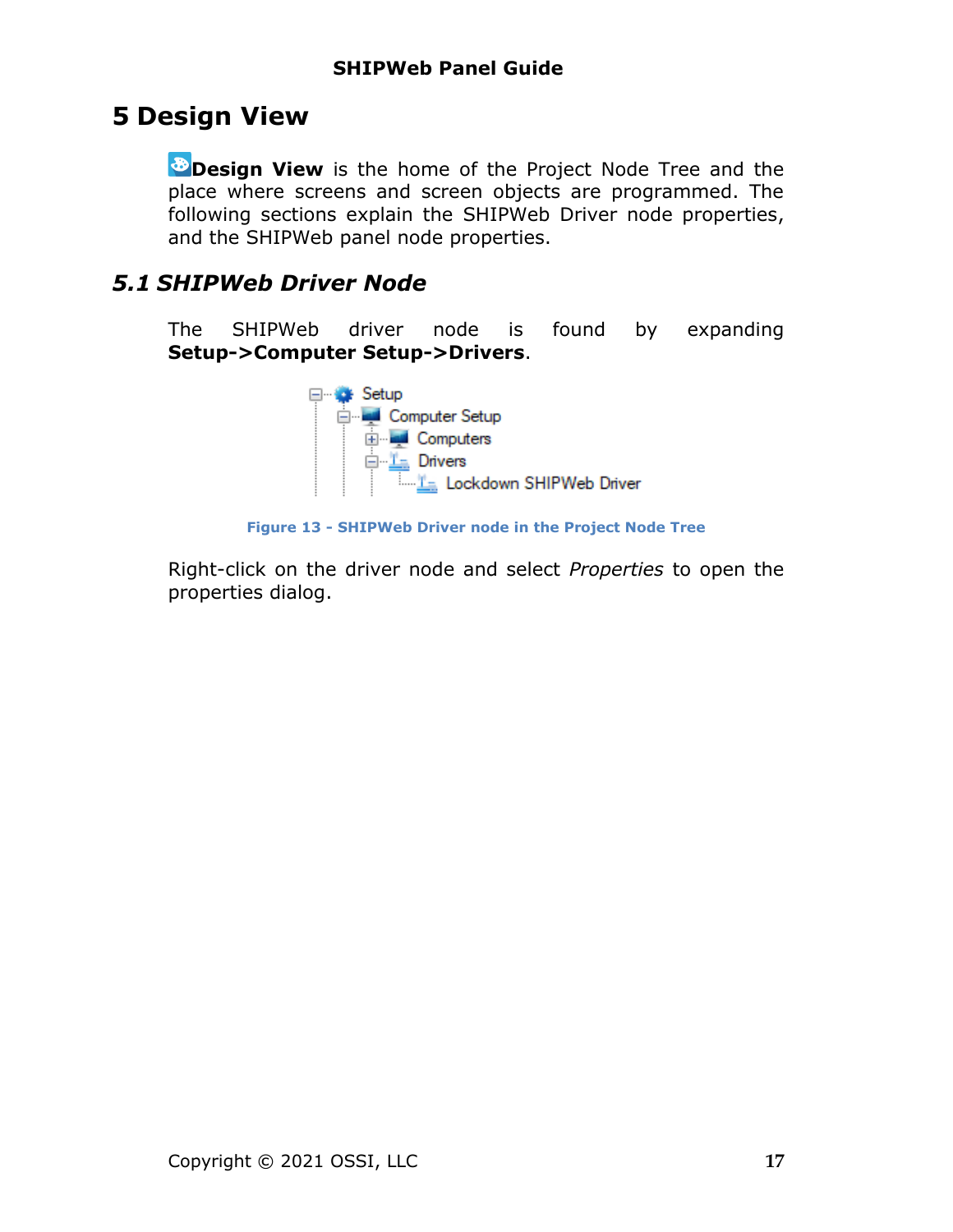# 5 Design View

**Design View** is the home of the Project Node Tree and the place where screens and screen objects are programmed. The following sections explain the SHIPWeb Driver node properties, and the SHIPWeb panel node properties.

## *5.1 SHIPWeb Driver Node*

The SHIPWeb driver node is found by expanding **Setup->Computer Setup->Drivers**.

**Figure 13 - SHIPWeb Driver node in the Project Node Tree**

Right-click on the driver node and select *Properties* to open the properties dialog.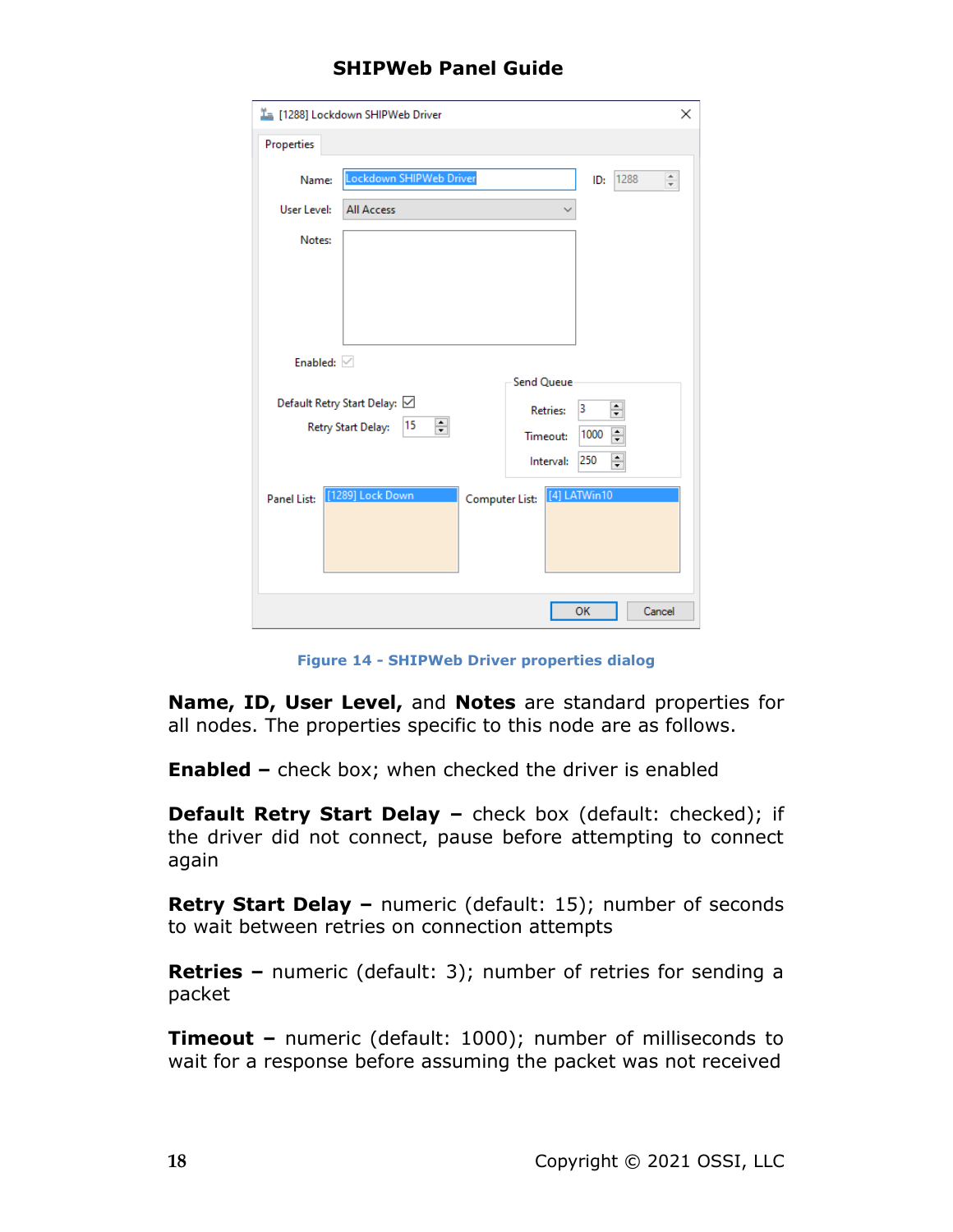Figure 14 - SHIPWeb Driver properties dialog

**Name, ID, User Level,** and **Notes** are standard properties for all nodes. The properties specific to this node are as follows.

**Enabled –** check box; when checked the driver is enabled

**Default Retry Start Delay –** check box (default: checked); if the driver did not connect, pause before attempting to connect again

**Retry Start Delay –** numeric (default: 15); number of seconds to wait between retries on connection attempts

**Retries –** numeric (default: 3); number of retries for sending a packet

**Timeout –** numeric (default: 1000); number of milliseconds to wait for a response before assuming the packet was not received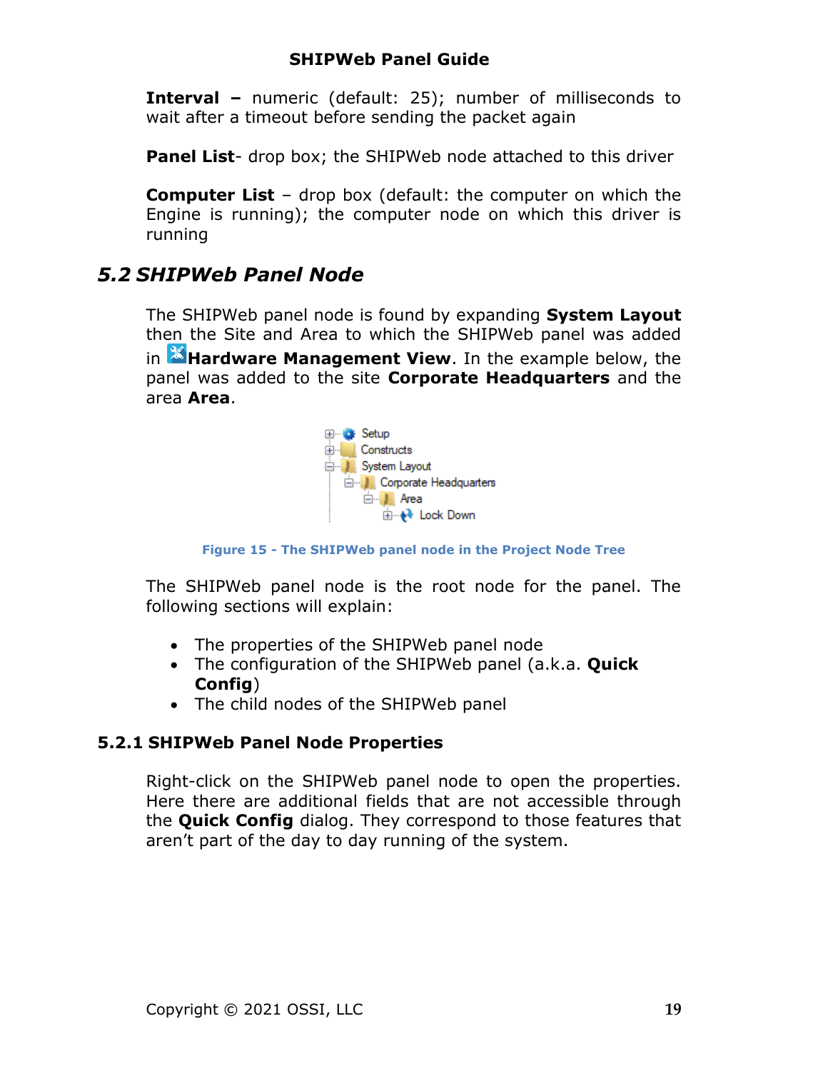**Interval –** numeric (default: 25); number of milliseconds to wait after a timeout before sending the packet again

**Panel List**- drop box; the SHIPWeb node attached to this driver

**Computer List** – drop box (default: the computer on which the Engine is running); the computer node on which this driver is running

## *5.2 SHIPWeb Panel Node*

The SHIPWeb panel node is found by expanding **System Layout** then the Site and Area to which the SHIPWeb panel was added in **Hardware Management View**. In the example below, the panel was added to the site **Corporate Headquarters** and the area **Area**.

Figure 15 - The SHIPWeb panel node in the Project Node Tree

The SHIPWeb panel node is the root node for the panel. The following sections will explain:

- The properties of the SHIPWeb panel node
- The configuration of the SHIPWeb panel (a.k.a. **Quick Config**)
- The child nodes of the SHIPWeb panel

### 5.2.1 SHIPWeb Panel Node Properties

Right-click on the SHIPWeb panel node to open the properties. Here there are additional fields that are not accessible through the **Quick Config** dialog. They correspond to those features that aren't part of the day to day running of the system.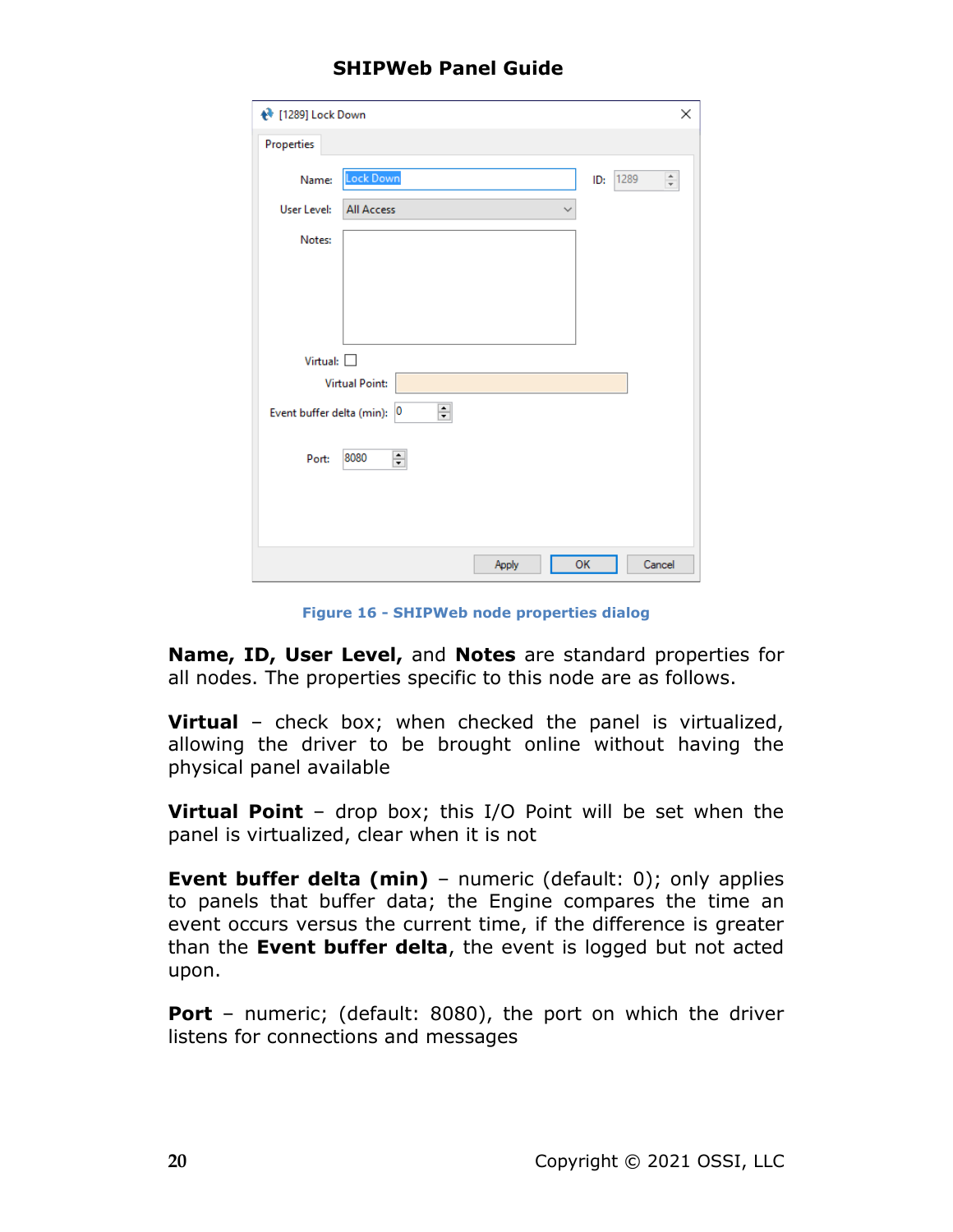Figure 16 - SHIPWeb node properties dialog

**Name, ID, User Level,** and **Notes** are standard properties for all nodes. The properties specific to this node are as follows.

**Virtual** – check box; when checked the panel is virtualized, allowing the driver to be brought online without having the physical panel available

**Virtual Point** – drop box; this I/O Point will be set when the panel is virtualized, clear when it is not

**Event buffer delta (min)** – numeric (default: 0); only applies to panels that buffer data; the Engine compares the time an event occurs versus the current time, if the difference is greater than the **Event buffer delta**, the event is logged but not acted upon.

**Port** – numeric; (default: 8080), the port on which the driver listens for connections and messages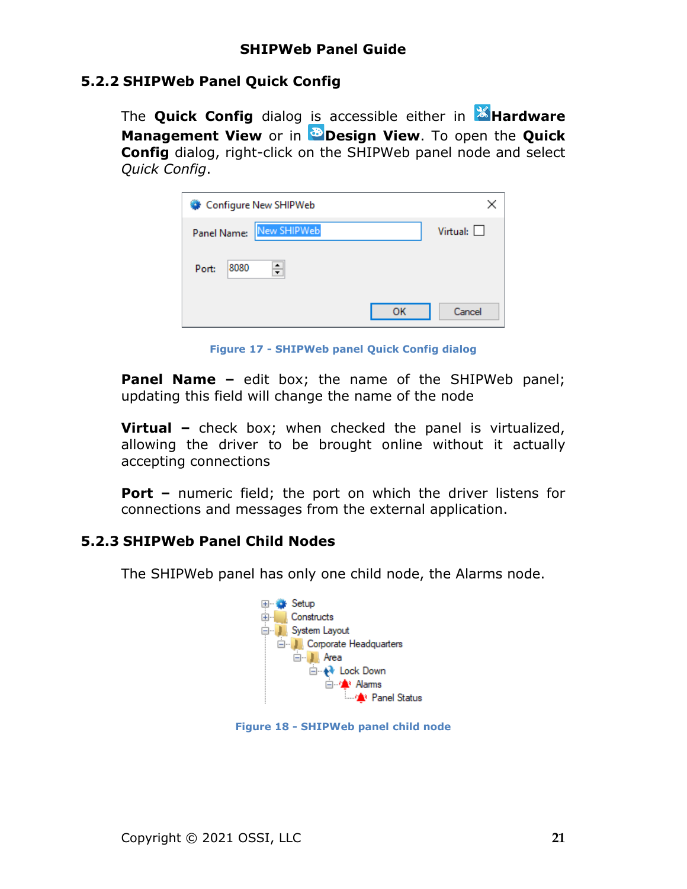### 5.2.2 SHIPWeb Panel Quick Config

The **Quick Config** dialog is accessible either in **Hardware Management View** or in **Design View**. To open the **Quick Config** dialog, right-click on the SHIPWeb panel node and select *Quick Config*.

Figure 17 - SHIPWeb panel Quick Config dialog

**Panel Name –** edit box; the name of the SHIPWeb panel; updating this field will change the name of the node

**Virtual –** check box; when checked the panel is virtualized, allowing the driver to be brought online without it actually accepting connections

**Port –** numeric field; the port on which the driver listens for connections and messages from the external application.

### 5.2.3 SHIPWeb Panel Child Nodes

The SHIPWeb panel has only one child node, the Alarms node.

Figure 18 - SHIPWeb panel child node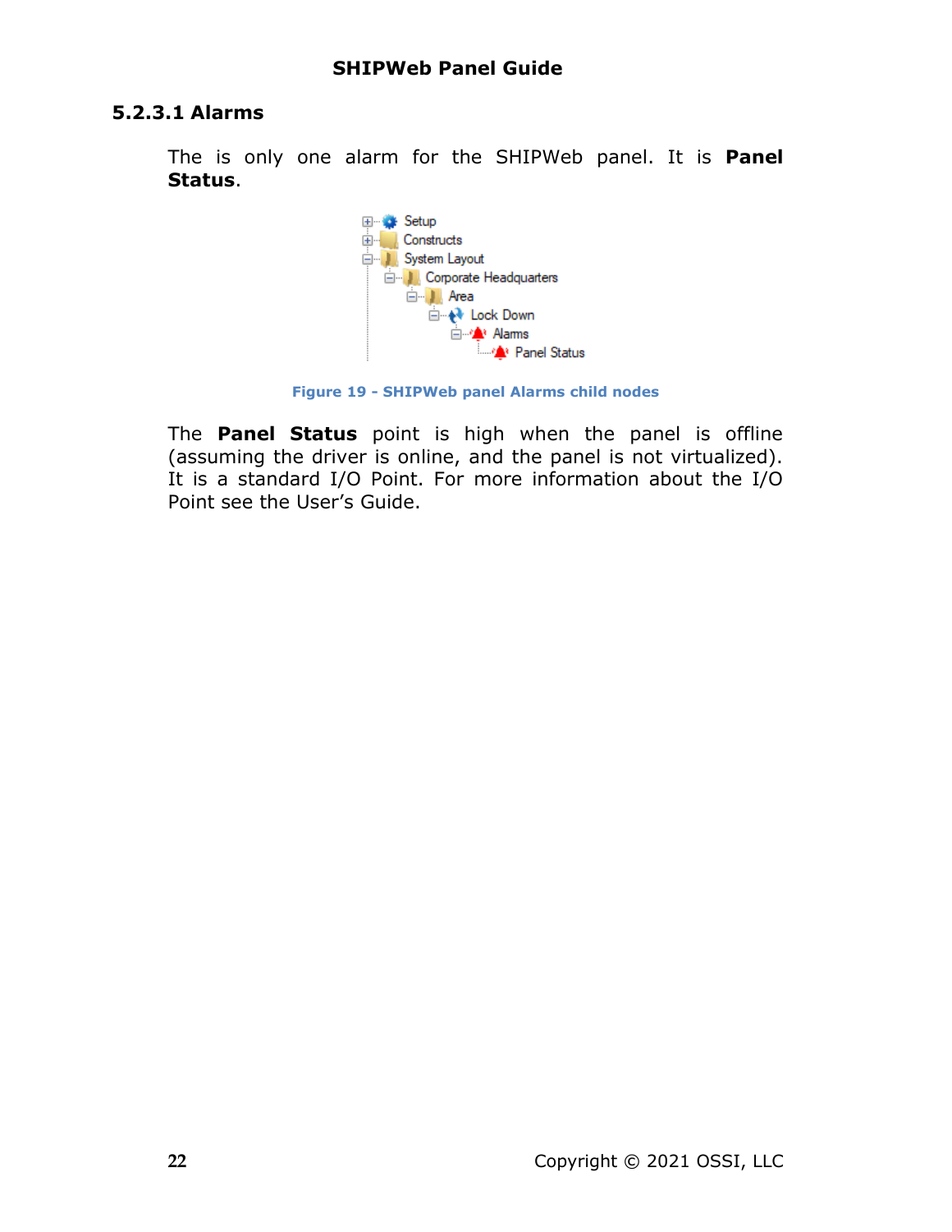### 5.2.3.1 Alarms

The is only one alarm for the SHIPWeb panel. It is **Panel Status**.

Figure 19 - SHIPWeb panel Alarms child nodes

The **Panel Status** point is high when the panel is offline (assuming the driver is online, and the panel is not virtualized). It is a standard I/O Point. For more information about the I/O Point see the User's Guide.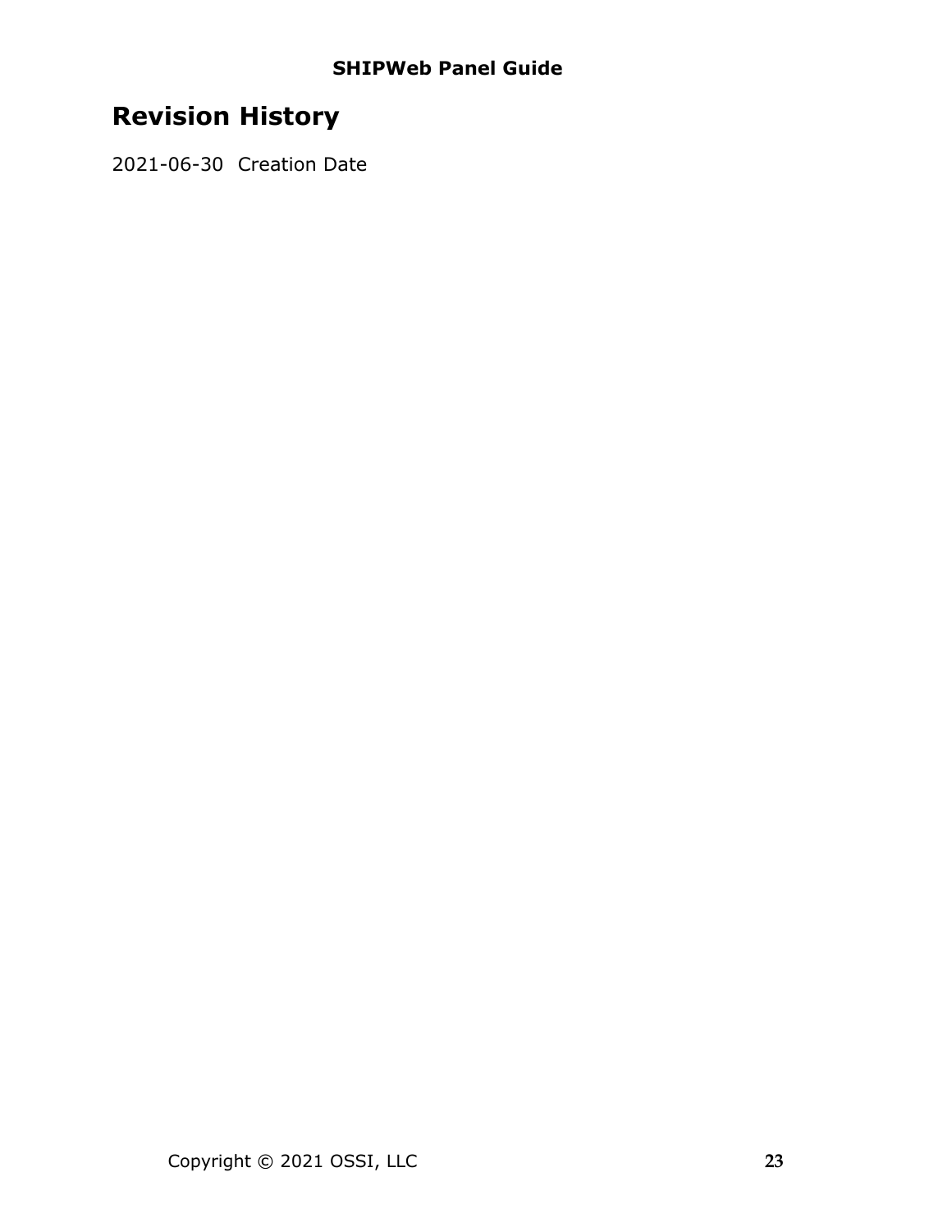# Revision History

2021-06-30 Creation Date